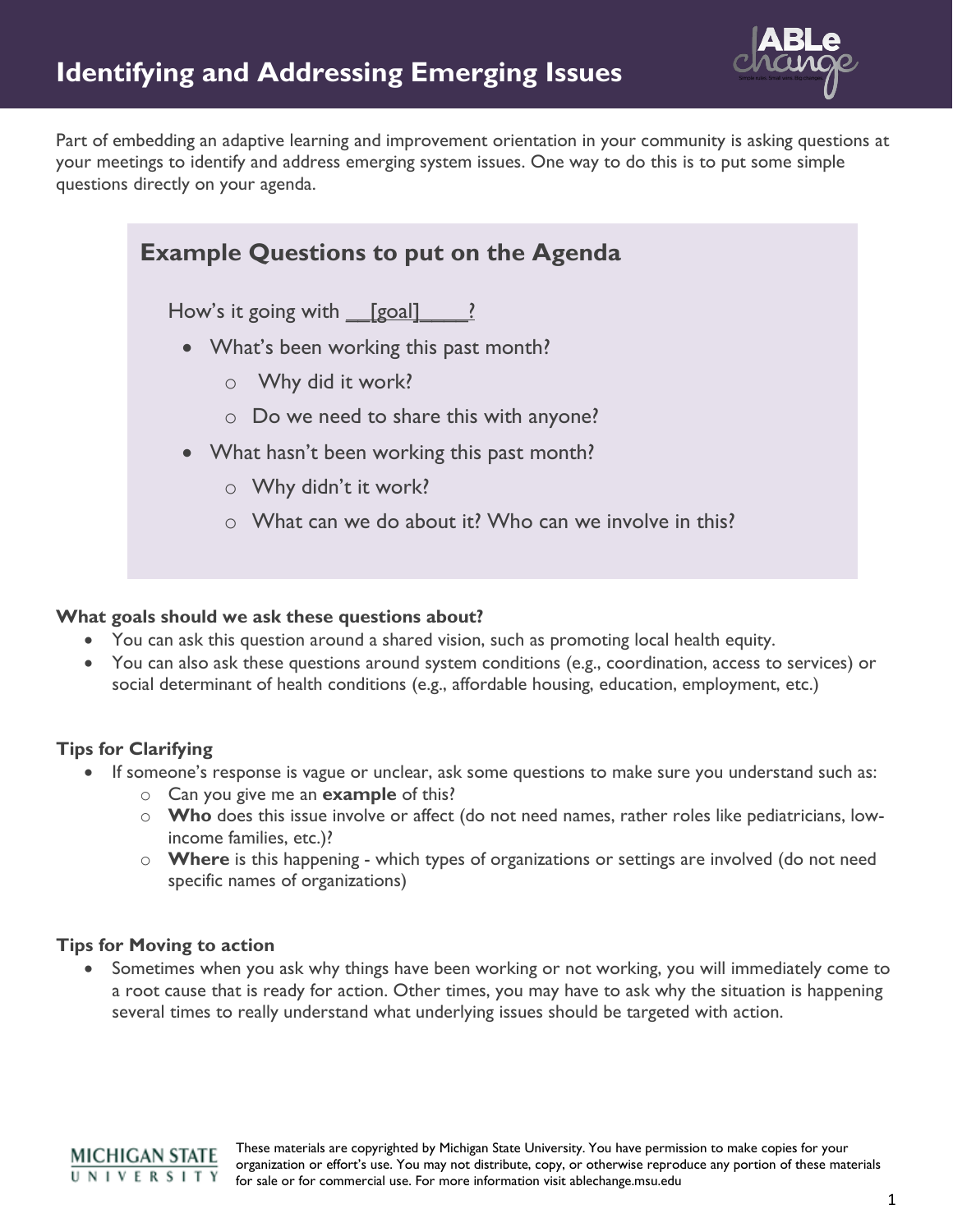# Identifying and Addressing Emerging Issues

Part of embedding an adaptive learning and improvement orientation in your community is asking questions at your meetings to identify and address emerging system issues. One way to do this is to put some simple questions directly on your agenda.

## Example Questions to put on the Agenda

How's it going with __[goal]____?

- What's been working this past month?
  - Why did it work?
  - Do we need to share this with anyone?
- What hasn't been working this past month?
  - Why didn't it work?
  - What can we do about it? Who can we involve in this?

**What goals should we ask these questions about?**

- You can ask this question around a shared vision, such as promoting local health equity.
- You can also ask these questions around system conditions (e.g., coordination, access to services) or social determinant of health conditions (e.g., affordable housing, education, employment, etc.)

**Tips for Clarifying**

- If someone's response is vague or unclear, ask some questions to make sure you understand such as:
  - Can you give me an **example** of this?
  - **Who** does this issue involve or affect (do not need names, rather roles like pediatricians, low-income families, etc.)?
  - **Where** is this happening - which types of organizations or settings are involved (do not need specific names of organizations)

**Tips for Moving to action**

- Sometimes when you ask why things have been working or not working, you will immediately come to a root cause that is ready for action. Other times, you may have to ask why the situation is happening several times to really understand what underlying issues should be targeted with action.

These materials are copyrighted by Michigan State University. You have permission to make copies for your organization or effort's use. You may not distribute, copy, or otherwise reproduce any portion of these materials for sale or for commercial use. For more information visit ablechange.msu.edu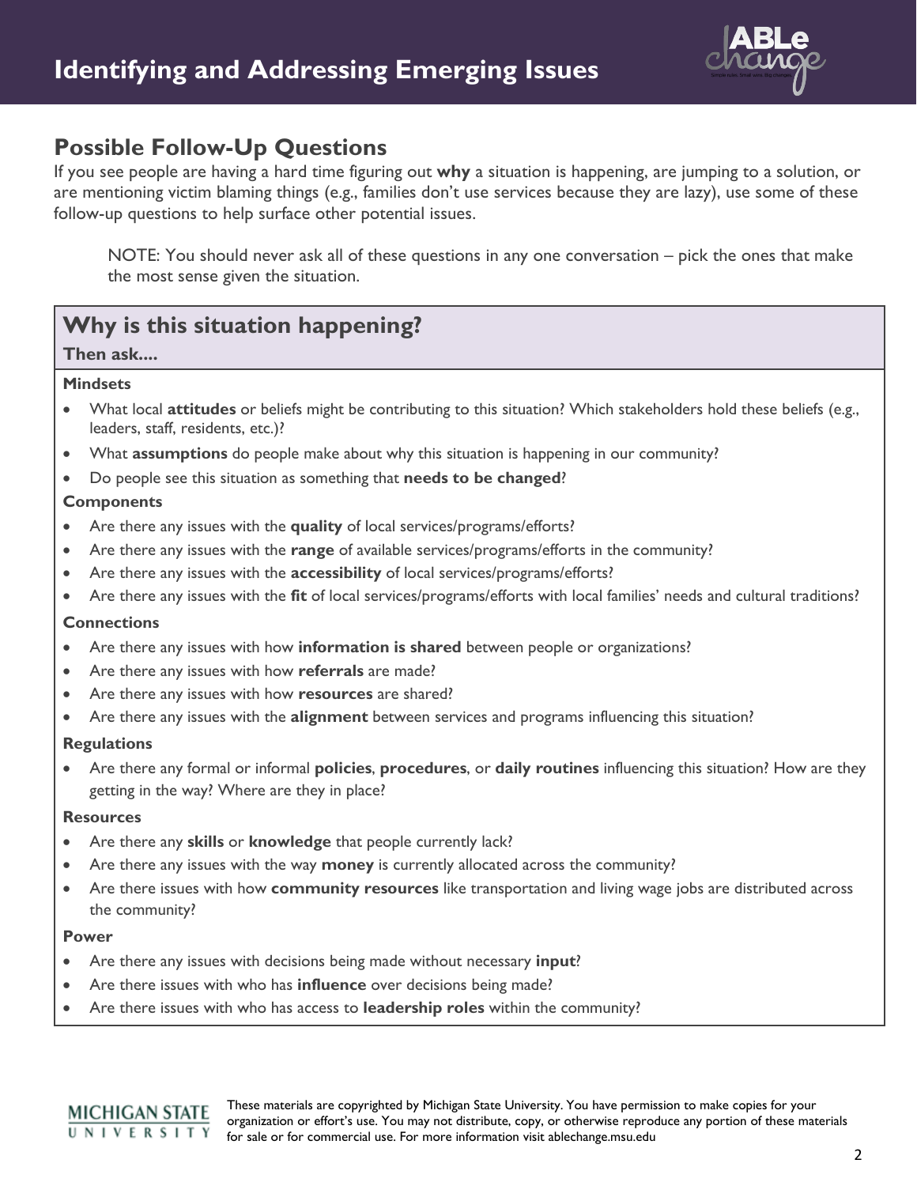# Identifying and Addressing Emerging Issues

## Possible Follow-Up Questions

If you see people are having a hard time figuring out **why** a situation is happening, are jumping to a solution, or are mentioning victim blaming things (e.g., families don't use services because they are lazy), use some of these follow-up questions to help surface other potential issues.

> NOTE: You should never ask all of these questions in any one conversation – pick the ones that make the most sense given the situation.

## Why is this situation happening?

**Then ask....**

**Mindsets**

- What local **attitudes** or beliefs might be contributing to this situation? Which stakeholders hold these beliefs (e.g., leaders, staff, residents, etc.)?
- What **assumptions** do people make about why this situation is happening in our community?
- Do people see this situation as something that **needs to be changed**?

**Components**

- Are there any issues with the **quality** of local services/programs/efforts?
- Are there any issues with the **range** of available services/programs/efforts in the community?
- Are there any issues with the **accessibility** of local services/programs/efforts?
- Are there any issues with the **fit** of local services/programs/efforts with local families' needs and cultural traditions?

**Connections**

- Are there any issues with how **information is shared** between people or organizations?
- Are there any issues with how **referrals** are made?
- Are there any issues with how **resources** are shared?
- Are there any issues with the **alignment** between services and programs influencing this situation?

**Regulations**

- Are there any formal or informal **policies**, **procedures**, or **daily routines** influencing this situation? How are they getting in the way? Where are they in place?

**Resources**

- Are there any **skills** or **knowledge** that people currently lack?
- Are there any issues with the way **money** is currently allocated across the community?
- Are there issues with how **community resources** like transportation and living wage jobs are distributed across the community?

**Power**

- Are there any issues with decisions being made without necessary **input**?
- Are there issues with who has **influence** over decisions being made?
- Are there issues with who has access to **leadership roles** within the community?

These materials are copyrighted by Michigan State University. You have permission to make copies for your organization or effort's use. You may not distribute, copy, or otherwise reproduce any portion of these materials for sale or for commercial use. For more information visit ablechange.msu.edu